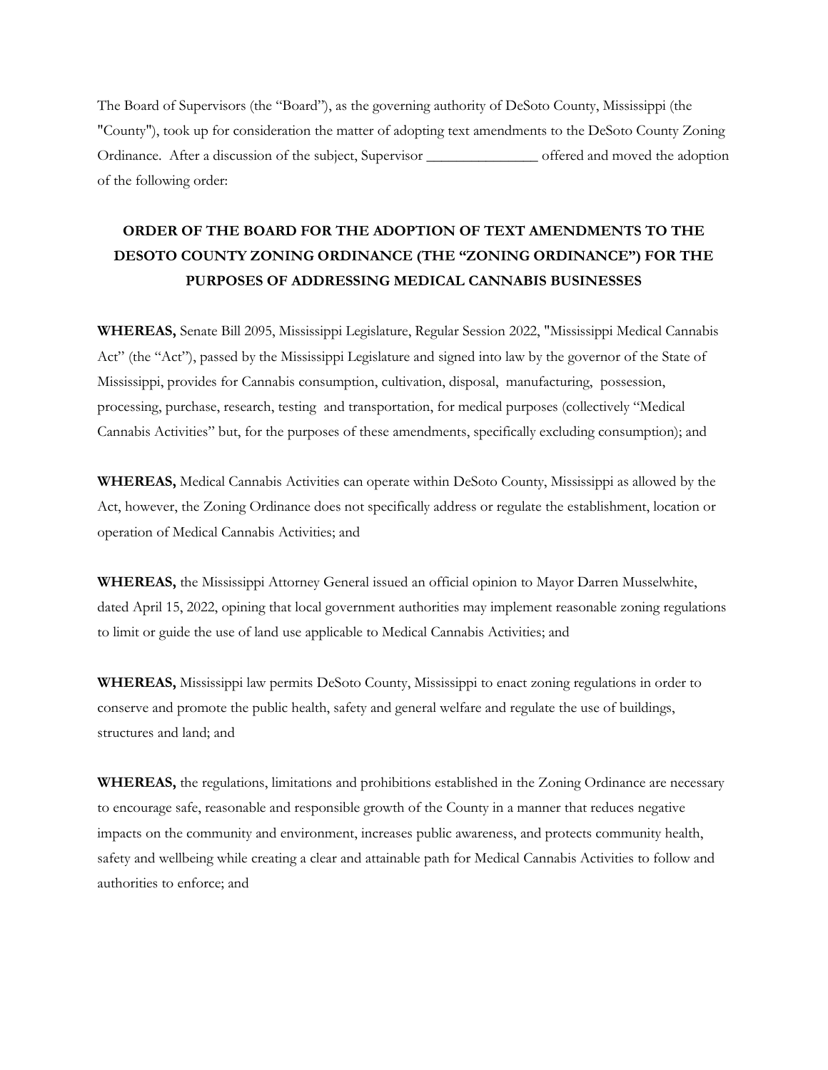The Board of Supervisors (the "Board"), as the governing authority of DeSoto County, Mississippi (the "County"), took up for consideration the matter of adopting text amendments to the DeSoto County Zoning Ordinance. After a discussion of the subject, Supervisor _______________ offered and moved the adoption of the following order:

**ORDER OF THE BOARD FOR THE ADOPTION OF TEXT AMENDMENTS TO THE DESOTO COUNTY ZONING ORDINANCE (THE "ZONING ORDINANCE") FOR THE PURPOSES OF ADDRESSING MEDICAL CANNABIS BUSINESSES**

**WHEREAS,** Senate Bill 2095, Mississippi Legislature, Regular Session 2022, "Mississippi Medical Cannabis Act" (the "Act"), passed by the Mississippi Legislature and signed into law by the governor of the State of Mississippi, provides for Cannabis consumption, cultivation, disposal, manufacturing, possession, processing, purchase, research, testing and transportation, for medical purposes (collectively "Medical Cannabis Activities" but, for the purposes of these amendments, specifically excluding consumption); and

**WHEREAS,** Medical Cannabis Activities can operate within DeSoto County, Mississippi as allowed by the Act, however, the Zoning Ordinance does not specifically address or regulate the establishment, location or operation of Medical Cannabis Activities; and

**WHEREAS,** the Mississippi Attorney General issued an official opinion to Mayor Darren Musselwhite, dated April 15, 2022, opining that local government authorities may implement reasonable zoning regulations to limit or guide the use of land use applicable to Medical Cannabis Activities; and

**WHEREAS,** Mississippi law permits DeSoto County, Mississippi to enact zoning regulations in order to conserve and promote the public health, safety and general welfare and regulate the use of buildings, structures and land; and

**WHEREAS,** the regulations, limitations and prohibitions established in the Zoning Ordinance are necessary to encourage safe, reasonable and responsible growth of the County in a manner that reduces negative impacts on the community and environment, increases public awareness, and protects community health, safety and wellbeing while creating a clear and attainable path for Medical Cannabis Activities to follow and authorities to enforce; and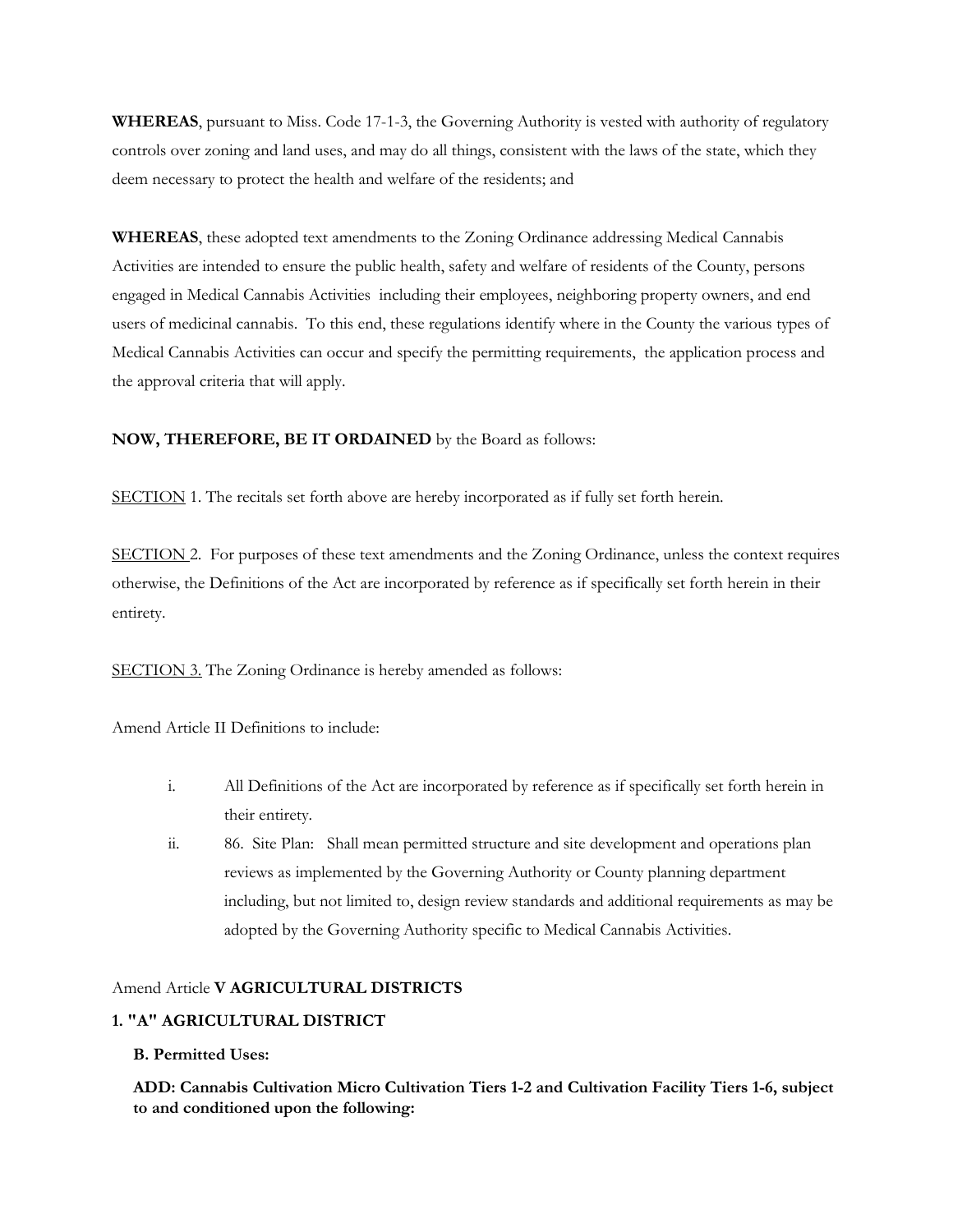**WHEREAS**, pursuant to Miss. Code 17-1-3, the Governing Authority is vested with authority of regulatory controls over zoning and land uses, and may do all things, consistent with the laws of the state, which they deem necessary to protect the health and welfare of the residents; and

**WHEREAS**, these adopted text amendments to the Zoning Ordinance addressing Medical Cannabis Activities are intended to ensure the public health, safety and welfare of residents of the County, persons engaged in Medical Cannabis Activities including their employees, neighboring property owners, and end users of medicinal cannabis. To this end, these regulations identify where in the County the various types of Medical Cannabis Activities can occur and specify the permitting requirements, the application process and the approval criteria that will apply.

**NOW, THEREFORE, BE IT ORDAINED** by the Board as follows:

<u>SECTION</u> 1. The recitals set forth above are hereby incorporated as if fully set forth herein.

<u>SECTION</u> 2. For purposes of these text amendments and the Zoning Ordinance, unless the context requires otherwise, the Definitions of the Act are incorporated by reference as if specifically set forth herein in their entirety.

<u>SECTION 3.</u> The Zoning Ordinance is hereby amended as follows:

Amend Article II Definitions to include:

i. All Definitions of the Act are incorporated by reference as if specifically set forth herein in their entirety.

ii. 86. Site Plan: Shall mean permitted structure and site development and operations plan reviews as implemented by the Governing Authority or County planning department including, but not limited to, design review standards and additional requirements as may be adopted by the Governing Authority specific to Medical Cannabis Activities.

Amend Article **V AGRICULTURAL DISTRICTS**

**1. "A" AGRICULTURAL DISTRICT**

**B. Permitted Uses:**

**ADD: Cannabis Cultivation Micro Cultivation Tiers 1-2 and Cultivation Facility Tiers 1-6, subject to and conditioned upon the following:**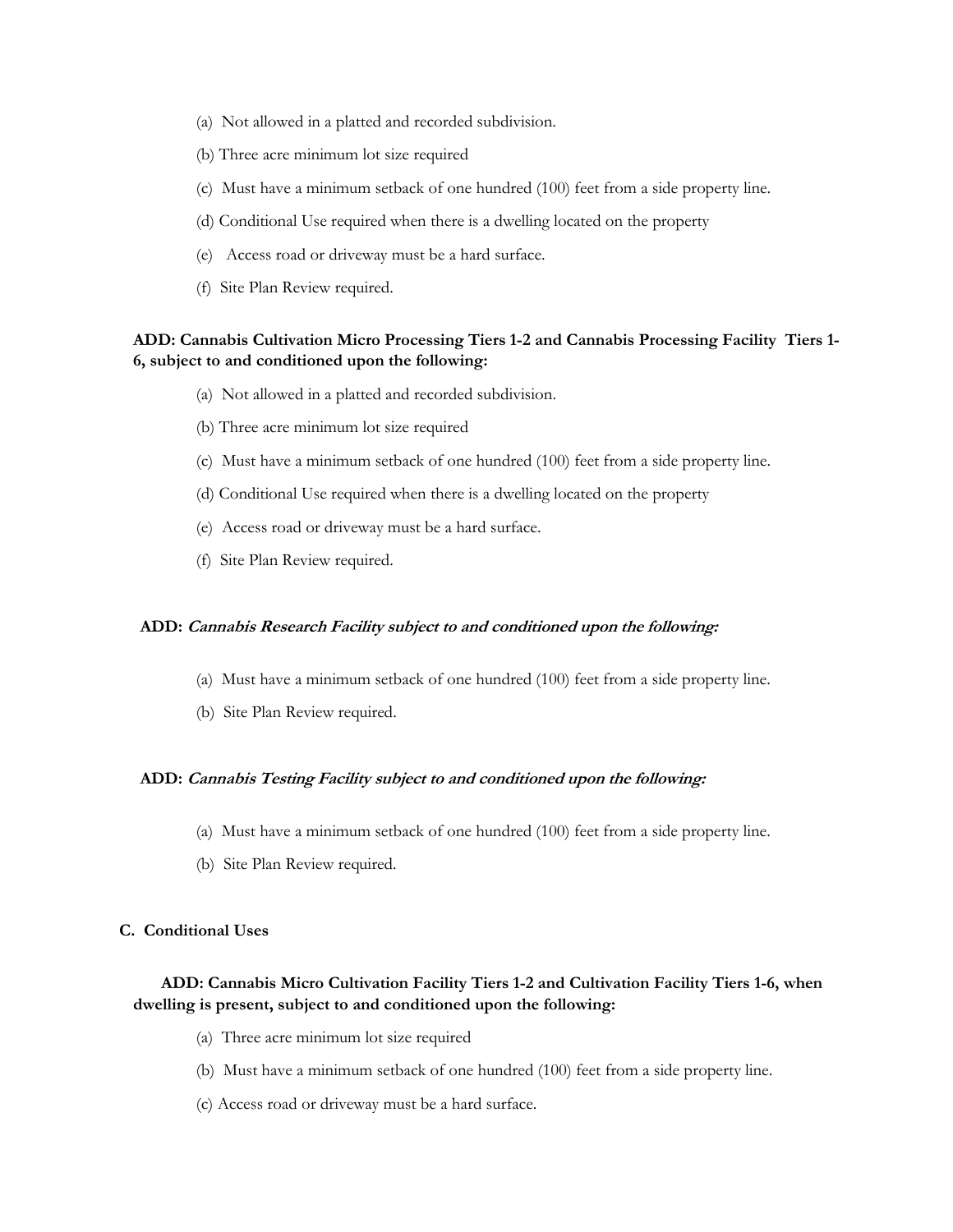(a) Not allowed in a platted and recorded subdivision.

(b) Three acre minimum lot size required

(c) Must have a minimum setback of one hundred (100) feet from a side property line.

(d) Conditional Use required when there is a dwelling located on the property

(e) Access road or driveway must be a hard surface.

(f) Site Plan Review required.

**ADD: Cannabis Cultivation Micro Processing Tiers 1-2 and Cannabis Processing Facility Tiers 1-6, subject to and conditioned upon the following:**

(a) Not allowed in a platted and recorded subdivision.

(b) Three acre minimum lot size required

(c) Must have a minimum setback of one hundred (100) feet from a side property line.

(d) Conditional Use required when there is a dwelling located on the property

(e) Access road or driveway must be a hard surface.

(f) Site Plan Review required.

**ADD:** ***Cannabis Research Facility subject to and conditioned upon the following:***

(a) Must have a minimum setback of one hundred (100) feet from a side property line.

(b) Site Plan Review required.

**ADD:** ***Cannabis Testing Facility subject to and conditioned upon the following:***

(a) Must have a minimum setback of one hundred (100) feet from a side property line.

(b) Site Plan Review required.

**C. Conditional Uses**

**ADD: Cannabis Micro Cultivation Facility Tiers 1-2 and Cultivation Facility Tiers 1-6, when dwelling is present, subject to and conditioned upon the following:**

(a) Three acre minimum lot size required

(b) Must have a minimum setback of one hundred (100) feet from a side property line.

(c) Access road or driveway must be a hard surface.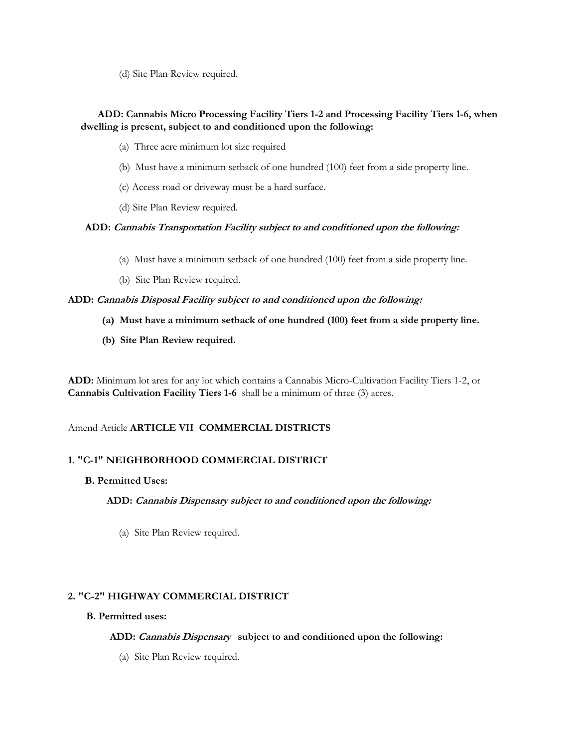(d) Site Plan Review required.

**ADD: Cannabis Micro Processing Facility Tiers 1-2 and Processing Facility Tiers 1-6, when dwelling is present, subject to and conditioned upon the following:**

(a) Three acre minimum lot size required

(b) Must have a minimum setback of one hundred (100) feet from a side property line.

(c) Access road or driveway must be a hard surface.

(d) Site Plan Review required.

**ADD: *Cannabis Transportation Facility subject to and conditioned upon the following:***

(a) Must have a minimum setback of one hundred (100) feet from a side property line.

(b) Site Plan Review required.

**ADD: *Cannabis Disposal Facility subject to and conditioned upon the following:***

**(a) Must have a minimum setback of one hundred (100) feet from a side property line.**

**(b) Site Plan Review required.**

**ADD:** Minimum lot area for any lot which contains a Cannabis Micro-Cultivation Facility Tiers 1-2, or **Cannabis Cultivation Facility Tiers 1-6** shall be a minimum of three (3) acres.

Amend Article **ARTICLE VII COMMERCIAL DISTRICTS**

**1. "C-1" NEIGHBORHOOD COMMERCIAL DISTRICT**

**B. Permitted Uses:**

**ADD: *Cannabis Dispensary subject to and conditioned upon the following:***

(a) Site Plan Review required.

**2. "C-2" HIGHWAY COMMERCIAL DISTRICT**

**B. Permitted uses:**

**ADD: *Cannabis Dispensary* subject to and conditioned upon the following:**

(a) Site Plan Review required.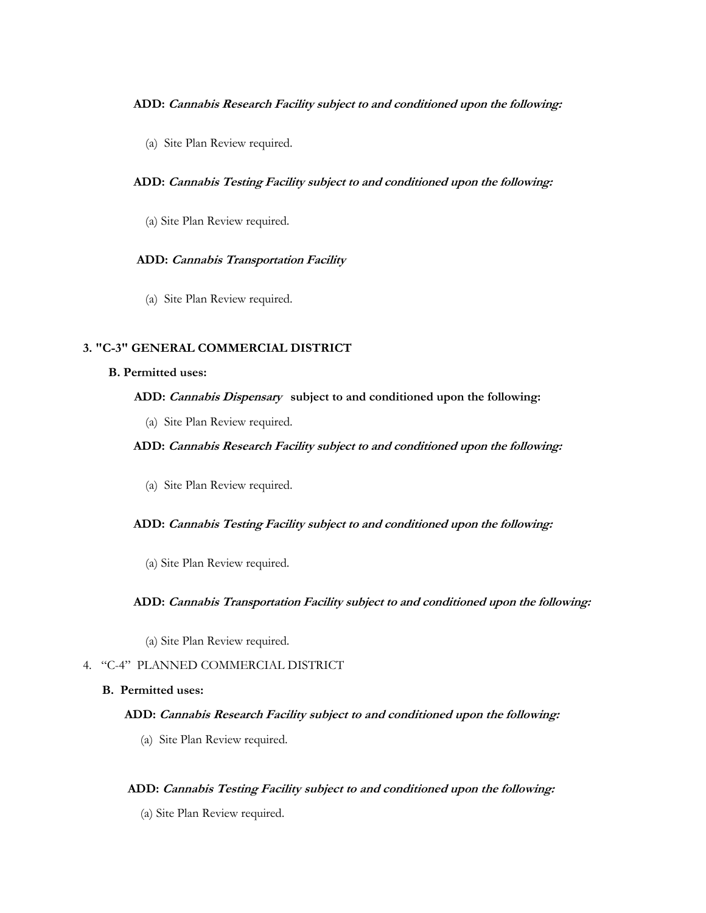**ADD:** ***Cannabis Research Facility subject to and conditioned upon the following:***

(a) Site Plan Review required.

**ADD:** ***Cannabis Testing Facility subject to and conditioned upon the following:***

(a) Site Plan Review required.

**ADD:** ***Cannabis Transportation Facility***

(a) Site Plan Review required.

**3. "C-3" GENERAL COMMERCIAL DISTRICT**

**B. Permitted uses:**

**ADD:** ***Cannabis Dispensary*** **subject to and conditioned upon the following:**

(a) Site Plan Review required.

**ADD:** ***Cannabis Research Facility subject to and conditioned upon the following:***

(a) Site Plan Review required.

**ADD:** ***Cannabis Testing Facility subject to and conditioned upon the following:***

(a) Site Plan Review required.

**ADD:** ***Cannabis Transportation Facility subject to and conditioned upon the following:***

(a) Site Plan Review required.

4. "C-4" PLANNED COMMERCIAL DISTRICT

**B. Permitted uses:**

**ADD:** ***Cannabis Research Facility subject to and conditioned upon the following:***

(a) Site Plan Review required.

**ADD:** ***Cannabis Testing Facility subject to and conditioned upon the following:***

(a) Site Plan Review required.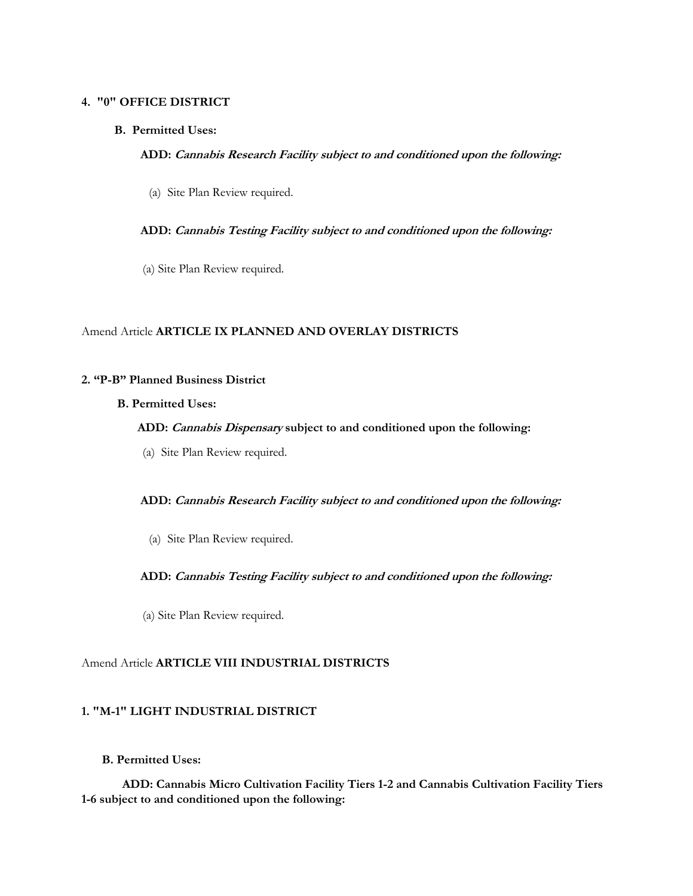**4. "0" OFFICE DISTRICT**

**B. Permitted Uses:**

**ADD:** ***Cannabis Research Facility subject to and conditioned upon the following:***

(a) Site Plan Review required.

**ADD:** ***Cannabis Testing Facility subject to and conditioned upon the following:***

(a) Site Plan Review required.

Amend Article **ARTICLE IX PLANNED AND OVERLAY DISTRICTS**

**2. "P-B" Planned Business District**

**B. Permitted Uses:**

**ADD:** ***Cannabis Dispensary*** **subject to and conditioned upon the following:**

(a) Site Plan Review required.

**ADD:** ***Cannabis Research Facility subject to and conditioned upon the following:***

(a) Site Plan Review required.

**ADD:** ***Cannabis Testing Facility subject to and conditioned upon the following:***

(a) Site Plan Review required.

Amend Article **ARTICLE VIII INDUSTRIAL DISTRICTS**

**1. "M-1" LIGHT INDUSTRIAL DISTRICT**

**B. Permitted Uses:**

**ADD: Cannabis Micro Cultivation Facility Tiers 1-2 and Cannabis Cultivation Facility Tiers 1-6 subject to and conditioned upon the following:**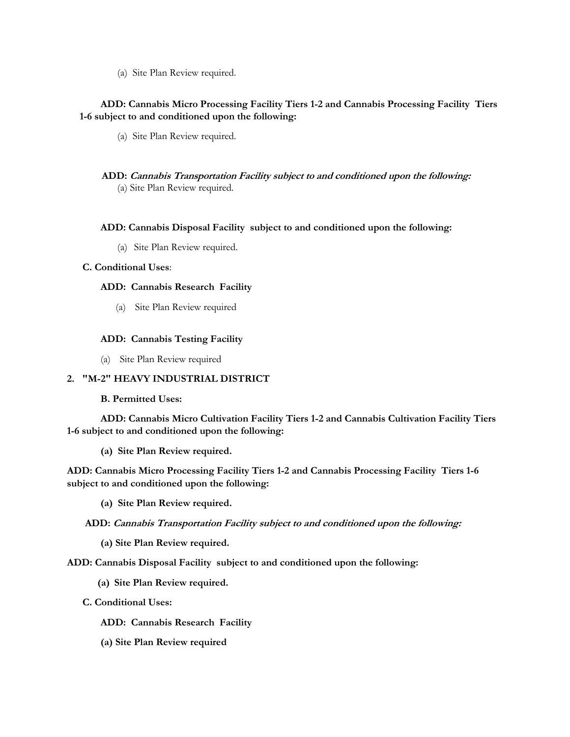(a) Site Plan Review required.

**ADD: Cannabis Micro Processing Facility Tiers 1-2 and Cannabis Processing Facility Tiers 1-6 subject to and conditioned upon the following:**

(a) Site Plan Review required.

**ADD:** ***Cannabis Transportation Facility subject to and conditioned upon the following:***

(a) Site Plan Review required.

**ADD: Cannabis Disposal Facility subject to and conditioned upon the following:**

(a) Site Plan Review required.

**C. Conditional Uses**:

**ADD: Cannabis Research Facility**

(a) Site Plan Review required

**ADD: Cannabis Testing Facility**

(a) Site Plan Review required

**2. "M-2" HEAVY INDUSTRIAL DISTRICT**

**B. Permitted Uses:**

**ADD: Cannabis Micro Cultivation Facility Tiers 1-2 and Cannabis Cultivation Facility Tiers 1-6 subject to and conditioned upon the following:**

**(a) Site Plan Review required.**

**ADD: Cannabis Micro Processing Facility Tiers 1-2 and Cannabis Processing Facility Tiers 1-6 subject to and conditioned upon the following:**

**(a) Site Plan Review required.**

**ADD:** ***Cannabis Transportation Facility subject to and conditioned upon the following:***

**(a) Site Plan Review required.**

**ADD: Cannabis Disposal Facility subject to and conditioned upon the following:**

**(a) Site Plan Review required.**

**C. Conditional Uses:**

**ADD: Cannabis Research Facility**

**(a) Site Plan Review required**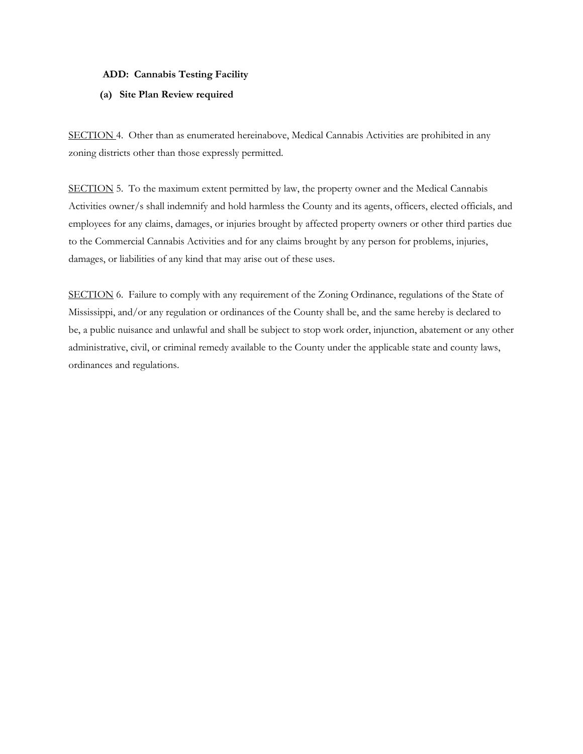**ADD: Cannabis Testing Facility**

**(a) Site Plan Review required**

SECTION 4. Other than as enumerated hereinabove, Medical Cannabis Activities are prohibited in any zoning districts other than those expressly permitted.

SECTION 5. To the maximum extent permitted by law, the property owner and the Medical Cannabis Activities owner/s shall indemnify and hold harmless the County and its agents, officers, elected officials, and employees for any claims, damages, or injuries brought by affected property owners or other third parties due to the Commercial Cannabis Activities and for any claims brought by any person for problems, injuries, damages, or liabilities of any kind that may arise out of these uses.

SECTION 6. Failure to comply with any requirement of the Zoning Ordinance, regulations of the State of Mississippi, and/or any regulation or ordinances of the County shall be, and the same hereby is declared to be, a public nuisance and unlawful and shall be subject to stop work order, injunction, abatement or any other administrative, civil, or criminal remedy available to the County under the applicable state and county laws, ordinances and regulations.